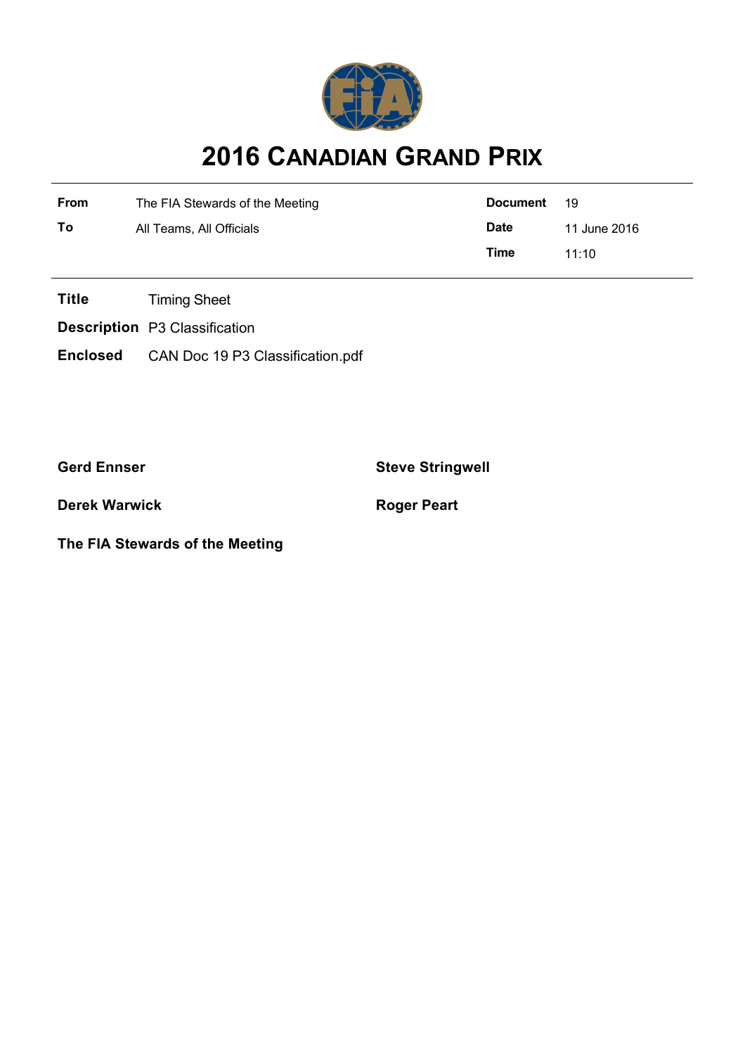# 2016 CANADIAN GRAND PRIX

| | | | |
|---|---|---|---|
| **From** | The FIA Stewards of the Meeting | **Document** | 19 |
| **To** | All Teams, All Officials | **Date** | 11 June 2016 |
| | | **Time** | 11:10 |

**Title** Timing Sheet

**Description** P3 Classification

**Enclosed** CAN Doc 19 P3 Classification.pdf

**Gerd Ennser** **Steve Stringwell**

**Derek Warwick** **Roger Peart**

**The FIA Stewards of the Meeting**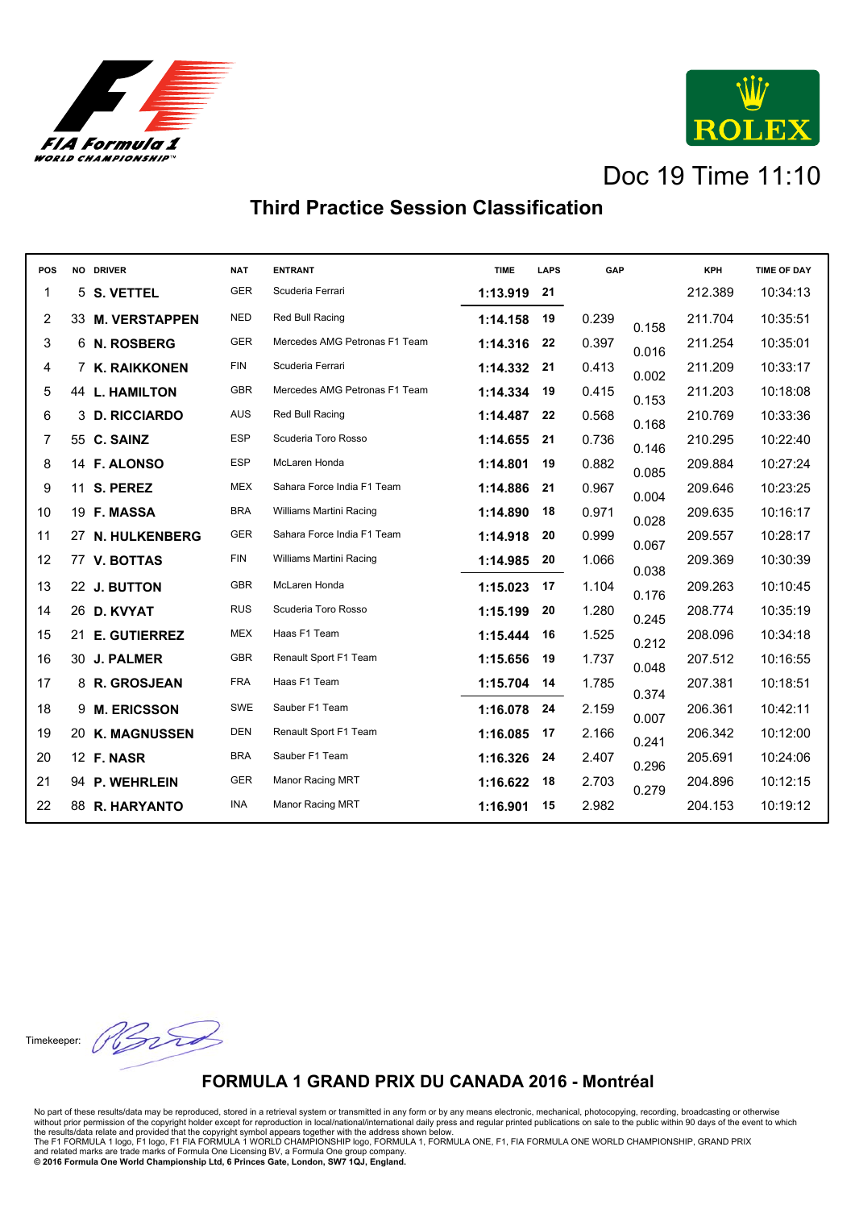Doc 19 Time 11:10

## Third Practice Session Classification

| POS | NO | DRIVER | NAT | ENTRANT | TIME | LAPS | GAP | | KPH | TIME OF DAY |
|---|---|---|---|---|---|---|---|---|---|---|
| 1 | 5 | **S. VETTEL** | GER | Scuderia Ferrari | **1:13.919** | **21** | | | 212.389 | 10:34:13 |
| 2 | 33 | **M. VERSTAPPEN** | NED | Red Bull Racing | **1:14.158** | **19** | 0.239 | | 211.704 | 10:35:51 |
| 3 | 6 | **N. ROSBERG** | GER | Mercedes AMG Petronas F1 Team | **1:14.316** | **22** | 0.397 | 0.158 | 211.254 | 10:35:01 |
| 4 | 7 | **K. RAIKKONEN** | FIN | Scuderia Ferrari | **1:14.332** | **21** | 0.413 | 0.016 | 211.209 | 10:33:17 |
| 5 | 44 | **L. HAMILTON** | GBR | Mercedes AMG Petronas F1 Team | **1:14.334** | **19** | 0.415 | 0.002 | 211.203 | 10:18:08 |
| 6 | 3 | **D. RICCIARDO** | AUS | Red Bull Racing | **1:14.487** | **22** | 0.568 | 0.153 | 210.769 | 10:33:36 |
| 7 | 55 | **C. SAINZ** | ESP | Scuderia Toro Rosso | **1:14.655** | **21** | 0.736 | 0.168 | 210.295 | 10:22:40 |
| 8 | 14 | **F. ALONSO** | ESP | McLaren Honda | **1:14.801** | **19** | 0.882 | 0.146 | 209.884 | 10:27:24 |
| 9 | 11 | **S. PEREZ** | MEX | Sahara Force India F1 Team | **1:14.886** | **21** | 0.967 | 0.085 | 209.646 | 10:23:25 |
| 10 | 19 | **F. MASSA** | BRA | Williams Martini Racing | **1:14.890** | **18** | 0.971 | 0.004 | 209.635 | 10:16:17 |
| 11 | 27 | **N. HULKENBERG** | GER | Sahara Force India F1 Team | **1:14.918** | **20** | 0.999 | 0.028 | 209.557 | 10:28:17 |
| 12 | 77 | **V. BOTTAS** | FIN | Williams Martini Racing | **1:14.985** | **20** | 1.066 | 0.067 | 209.369 | 10:30:39 |
| 13 | 22 | **J. BUTTON** | GBR | McLaren Honda | **1:15.023** | **17** | 1.104 | 0.038 | 209.263 | 10:10:45 |
| 14 | 26 | **D. KVYAT** | RUS | Scuderia Toro Rosso | **1:15.199** | **20** | 1.280 | 0.176 | 208.774 | 10:35:19 |
| 15 | 21 | **E. GUTIERREZ** | MEX | Haas F1 Team | **1:15.444** | **16** | 1.525 | 0.245 | 208.096 | 10:34:18 |
| 16 | 30 | **J. PALMER** | GBR | Renault Sport F1 Team | **1:15.656** | **19** | 1.737 | 0.212 | 207.512 | 10:16:55 |
| 17 | 8 | **R. GROSJEAN** | FRA | Haas F1 Team | **1:15.704** | **14** | 1.785 | 0.048 | 207.381 | 10:18:51 |
| 18 | 9 | **M. ERICSSON** | SWE | Sauber F1 Team | **1:16.078** | **24** | 2.159 | 0.374 | 206.361 | 10:42:11 |
| 19 | 20 | **K. MAGNUSSEN** | DEN | Renault Sport F1 Team | **1:16.085** | **17** | 2.166 | 0.007 | 206.342 | 10:12:00 |
| 20 | 12 | **F. NASR** | BRA | Sauber F1 Team | **1:16.326** | **24** | 2.407 | 0.241 | 205.691 | 10:24:06 |
| 21 | 94 | **P. WEHRLEIN** | GER | Manor Racing MRT | **1:16.622** | **18** | 2.703 | 0.296 | 204.896 | 10:12:15 |
| 22 | 88 | **R. HARYANTO** | INA | Manor Racing MRT | **1:16.901** | **15** | 2.982 | 0.279 | 204.153 | 10:19:12 |

Timekeeper:

## FORMULA 1 GRAND PRIX DU CANADA 2016 - Montréal

No part of these results/data may be reproduced, stored in a retrieval system or transmitted in any form or by any means electronic, mechanical, photocopying, recording, broadcasting or otherwise without prior permission of the copyright holder except for reproduction in local/national/international daily press and regular printed publications on sale to the public within 90 days of the event to which the results/data relate and provided that the copyright symbol appears together with the address shown below.
The F1 FORMULA 1 logo, F1 logo, F1 FIA FORMULA 1 WORLD CHAMPIONSHIP logo, FORMULA 1, FORMULA ONE, F1, FIA FORMULA ONE WORLD CHAMPIONSHIP, GRAND PRIX and related marks are trade marks of Formula One Licensing BV, a Formula One group company.
**© 2016 Formula One World Championship Ltd, 6 Princes Gate, London, SW7 1QJ, England.**